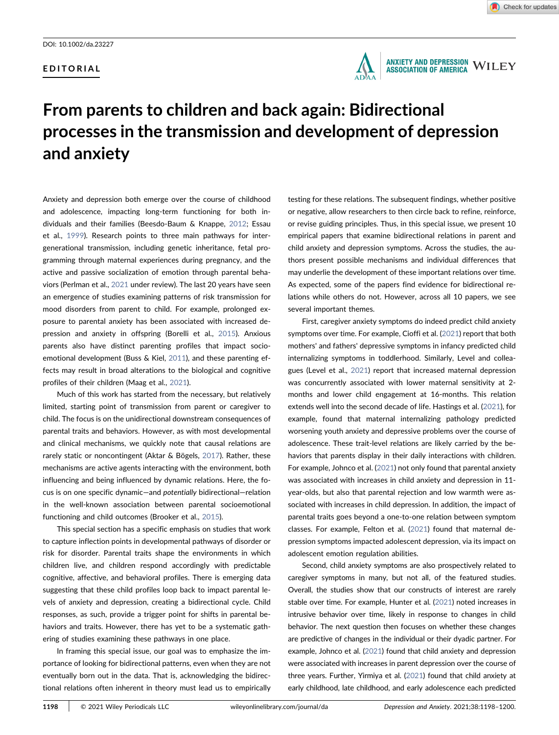DOI: 10.1002/da.23227

**EDITORIAL**

# From parents to children and back again: Bidirectional processes in the transmission and development of depression and anxiety

Anxiety and depression both emerge over the course of childhood and adolescence, impacting long-term functioning for both individuals and their families (Beesdo-Baum & Knappe, 2012; Essau et al., 1999). Research points to three main pathways for intergenerational transmission, including genetic inheritance, fetal programming through maternal experiences during pregnancy, and the active and passive socialization of emotion through parental behaviors (Perlman et al., 2021 under review). The last 20 years have seen an emergence of studies examining patterns of risk transmission for mood disorders from parent to child. For example, prolonged exposure to parental anxiety has been associated with increased depression and anxiety in offspring (Borelli et al., 2015). Anxious parents also have distinct parenting profiles that impact socioemotional development (Buss & Kiel, 2011), and these parenting effects may result in broad alterations to the biological and cognitive profiles of their children (Maag et al., 2021).

Much of this work has started from the necessary, but relatively limited, starting point of transmission from parent or caregiver to child. The focus is on the unidirectional downstream consequences of parental traits and behaviors. However, as with most developmental and clinical mechanisms, we quickly note that causal relations are rarely static or noncontingent (Aktar & Bögels, 2017). Rather, these mechanisms are active agents interacting with the environment, both influencing and being influenced by dynamic relations. Here, the focus is on one specific dynamic—and *potentially* bidirectional—relation in the well-known association between parental socioemotional functioning and child outcomes (Brooker et al., 2015).

This special section has a specific emphasis on studies that work to capture inflection points in developmental pathways of disorder or risk for disorder. Parental traits shape the environments in which children live, and children respond accordingly with predictable cognitive, affective, and behavioral profiles. There is emerging data suggesting that these child profiles loop back to impact parental levels of anxiety and depression, creating a bidirectional cycle. Child responses, as such, provide a trigger point for shifts in parental behaviors and traits. However, there has yet to be a systematic gathering of studies examining these pathways in one place.

In framing this special issue, our goal was to emphasize the importance of looking for bidirectional patterns, even when they are not eventually born out in the data. That is, acknowledging the bidirectional relations often inherent in theory must lead us to empirically testing for these relations. The subsequent findings, whether positive or negative, allow researchers to then circle back to refine, reinforce, or revise guiding principles. Thus, in this special issue, we present 10 empirical papers that examine bidirectional relations in parent and child anxiety and depression symptoms. Across the studies, the authors present possible mechanisms and individual differences that may underlie the development of these important relations over time. As expected, some of the papers find evidence for bidirectional relations while others do not. However, across all 10 papers, we see several important themes.

First, caregiver anxiety symptoms do indeed predict child anxiety symptoms over time. For example, Cioffi et al. (2021) report that both mothers' and fathers' depressive symptoms in infancy predicted child internalizing symptoms in toddlerhood. Similarly, Level and colleagues (Level et al., 2021) report that increased maternal depression was concurrently associated with lower maternal sensitivity at 2-months and lower child engagement at 16-months. This relation extends well into the second decade of life. Hastings et al. (2021), for example, found that maternal internalizing pathology predicted worsening youth anxiety and depressive problems over the course of adolescence. These trait-level relations are likely carried by the behaviors that parents display in their daily interactions with children. For example, Johnco et al. (2021) not only found that parental anxiety was associated with increases in child anxiety and depression in 11-year-olds, but also that parental rejection and low warmth were associated with increases in child depression. In addition, the impact of parental traits goes beyond a one-to-one relation between symptom classes. For example, Felton et al. (2021) found that maternal depression symptoms impacted adolescent depression, via its impact on adolescent emotion regulation abilities.

Second, child anxiety symptoms are also prospectively related to caregiver symptoms in many, but not all, of the featured studies. Overall, the studies show that our constructs of interest are rarely stable over time. For example, Hunter et al. (2021) noted increases in intrusive behavior over time, likely in response to changes in child behavior. The next question then focuses on whether these changes are predictive of changes in the individual or their dyadic partner. For example, Johnco et al. (2021) found that child anxiety and depression were associated with increases in parent depression over the course of three years. Further, Yirmiya et al. (2021) found that child anxiety at early childhood, late childhood, and early adolescence each predicted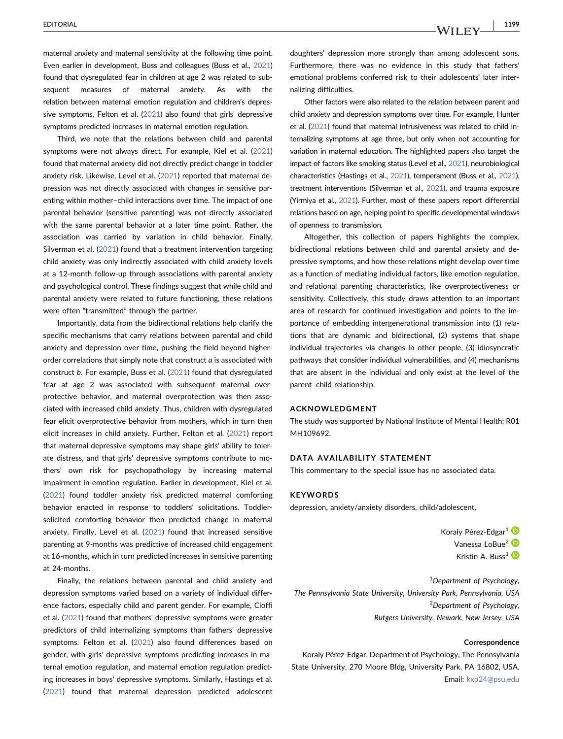maternal anxiety and maternal sensitivity at the following time point. Even earlier in development, Buss and colleagues (Buss et al., 2021) found that dysregulated fear in children at age 2 was related to subsequent measures of maternal anxiety. As with the relation between maternal emotion regulation and children's depressive symptoms, Felton et al. (2021) also found that girls' depressive symptoms predicted increases in maternal emotion regulation.

Third, we note that the relations between child and parental symptoms were not always direct. For example, Kiel et al. (2021) found that maternal anxiety did not directly predict change in toddler anxiety risk. Likewise, Level et al. (2021) reported that maternal depression was not directly associated with changes in sensitive parenting within mother–child interactions over time. The impact of one parental behavior (sensitive parenting) was not directly associated with the same parental behavior at a later time point. Rather, the association was carried by variation in child behavior. Finally, Silverman et al. (2021) found that a treatment intervention targeting child anxiety was only indirectly associated with child anxiety levels at a 12-month follow-up through associations with parental anxiety and psychological control. These findings suggest that while child and parental anxiety were related to future functioning, these relations were often "transmitted" through the partner.

Importantly, data from the bidirectional relations help clarify the specific mechanisms that carry relations between parental and child anxiety and depression over time, pushing the field beyond higher-order correlations that simply note that construct *a* is associated with construct *b*. For example, Buss et al. (2021) found that dysregulated fear at age 2 was associated with subsequent maternal overprotective behavior, and maternal overprotection was then associated with increased child anxiety. Thus, children with dysregulated fear elicit overprotective behavior from mothers, which in turn then elicit increases in child anxiety. Further, Felton et al. (2021) report that maternal depressive symptoms may shape girls' ability to tolerate distress, and that girls' depressive symptoms contribute to mothers' own risk for psychopathology by increasing maternal impairment in emotion regulation. Earlier in development, Kiel et al. (2021) found toddler anxiety risk predicted maternal comforting behavior enacted in response to toddlers' solicitations. Toddler-solicited comforting behavior then predicted change in maternal anxiety. Finally, Level et al. (2021) found that increased sensitive parenting at 9-months was predictive of increased child engagement at 16-months, which in turn predicted increases in sensitive parenting at 24-months.

Finally, the relations between parental and child anxiety and depression symptoms varied based on a variety of individual difference factors, especially child and parent gender. For example, Cioffi et al. (2021) found that mothers' depressive symptoms were greater predictors of child internalizing symptoms than fathers' depressive symptoms. Felton et al. (2021) also found differences based on gender, with girls' depressive symptoms predicting increases in maternal emotion regulation, and maternal emotion regulation predicting increases in boys' depressive symptoms. Similarly, Hastings et al. (2021) found that maternal depression predicted adolescent daughters' depression more strongly than among adolescent sons. Furthermore, there was no evidence in this study that fathers' emotional problems conferred risk to their adolescents' later internalizing difficulties.

Other factors were also related to the relation between parent and child anxiety and depression symptoms over time. For example, Hunter et al. (2021) found that maternal intrusiveness was related to child internalizing symptoms at age three, but only when not accounting for variation in maternal education. The highlighted papers also target the impact of factors like smoking status (Level et al., 2021), neurobiological characteristics (Hastings et al., 2021), temperament (Buss et al., 2021), treatment interventions (Silverman et al., 2021), and trauma exposure (Yirmiya et al., 2021). Further, most of these papers report differential relations based on age, helping point to specific developmental windows of openness to transmission.

Altogether, this collection of papers highlights the complex, bidirectional relations between child and parental anxiety and depressive symptoms, and how these relations might develop over time as a function of mediating individual factors, like emotion regulation, and relational parenting characteristics, like overprotectiveness or sensitivity. Collectively, this study draws attention to an important area of research for continued investigation and points to the importance of embedding intergenerational transmission into (1) relations that are dynamic and bidirectional, (2) systems that shape individual trajectories via changes in other people, (3) idiosyncratic pathways that consider individual vulnerabilities, and (4) mechanisms that are absent in the individual and only exist at the level of the parent–child relationship.

## ACKNOWLEDGMENT

The study was supported by National Institute of Mental Health: R01 MH109692.

## DATA AVAILABILITY STATEMENT

This commentary to the special issue has no associated data.

## KEYWORDS

depression, anxiety/anxiety disorders, child/adolescent,

Koraly Pérez-Edgar[1]
Vanessa LoBue[2]
Kristin A. Buss[1]

[1]*Department of Psychology, The Pennsylvania State University, University Park, Pennsylvania, USA*
[2]*Department of Psychology, Rutgers University, Newark, New Jersey, USA*

**Correspondence**

Koraly Pérez-Edgar, Department of Psychology, The Pennsylvania State University, 270 Moore Bldg, University Park, PA 16802, USA.
Email: kxp24@psu.edu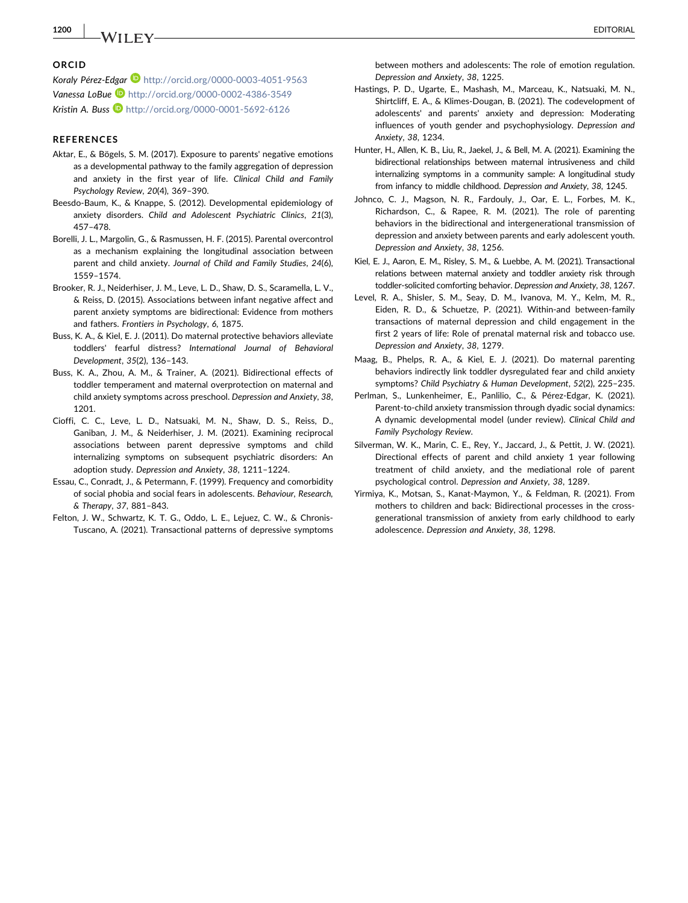## ORCID

*Koraly Pérez-Edgar* http://orcid.org/0000-0003-4051-9563
*Vanessa LoBue* http://orcid.org/0000-0002-4386-3549
*Kristin A. Buss* http://orcid.org/0000-0001-5692-6126

## REFERENCES

Aktar, E., & Bögels, S. M. (2017). Exposure to parents' negative emotions as a developmental pathway to the family aggregation of depression and anxiety in the first year of life. *Clinical Child and Family Psychology Review*, *20*(4), 369–390.

Beesdo-Baum, K., & Knappe, S. (2012). Developmental epidemiology of anxiety disorders. *Child and Adolescent Psychiatric Clinics*, *21*(3), 457–478.

Borelli, J. L., Margolin, G., & Rasmussen, H. F. (2015). Parental overcontrol as a mechanism explaining the longitudinal association between parent and child anxiety. *Journal of Child and Family Studies*, *24*(6), 1559–1574.

Brooker, R. J., Neiderhiser, J. M., Leve, L. D., Shaw, D. S., Scaramella, L. V., & Reiss, D. (2015). Associations between infant negative affect and parent anxiety symptoms are bidirectional: Evidence from mothers and fathers. *Frontiers in Psychology*, *6*, 1875.

Buss, K. A., & Kiel, E. J. (2011). Do maternal protective behaviors alleviate toddlers' fearful distress? *International Journal of Behavioral Development*, *35*(2), 136–143.

Buss, K. A., Zhou, A. M., & Trainer, A. (2021). Bidirectional effects of toddler temperament and maternal overprotection on maternal and child anxiety symptoms across preschool. *Depression and Anxiety*, *38*, 1201.

Cioffi, C. C., Leve, L. D., Natsuaki, M. N., Shaw, D. S., Reiss, D., Ganiban, J. M., & Neiderhiser, J. M. (2021). Examining reciprocal associations between parent depressive symptoms and child internalizing symptoms on subsequent psychiatric disorders: An adoption study. *Depression and Anxiety*, *38*, 1211–1224.

Essau, C., Conradt, J., & Petermann, F. (1999). Frequency and comorbidity of social phobia and social fears in adolescents. *Behaviour, Research, & Therapy*, *37*, 881–843.

Felton, J. W., Schwartz, K. T. G., Oddo, L. E., Lejuez, C. W., & Chronis-Tuscano, A. (2021). Transactional patterns of depressive symptoms between mothers and adolescents: The role of emotion regulation. *Depression and Anxiety*, *38*, 1225.

Hastings, P. D., Ugarte, E., Mashash, M., Marceau, K., Natsuaki, M. N., Shirtcliff, E. A., & Klimes-Dougan, B. (2021). The codevelopment of adolescents' and parents' anxiety and depression: Moderating influences of youth gender and psychophysiology. *Depression and Anxiety*, *38*, 1234.

Hunter, H., Allen, K. B., Liu, R., Jaekel, J., & Bell, M. A. (2021). Examining the bidirectional relationships between maternal intrusiveness and child internalizing symptoms in a community sample: A longitudinal study from infancy to middle childhood. *Depression and Anxiety*, *38*, 1245.

Johnco, C. J., Magson, N. R., Fardouly, J., Oar, E. L., Forbes, M. K., Richardson, C., & Rapee, R. M. (2021). The role of parenting behaviors in the bidirectional and intergenerational transmission of depression and anxiety between parents and early adolescent youth. *Depression and Anxiety*, *38*, 1256.

Kiel, E. J., Aaron, E. M., Risley, S. M., & Luebbe, A. M. (2021). Transactional relations between maternal anxiety and toddler anxiety risk through toddler-solicited comforting behavior. *Depression and Anxiety*, *38*, 1267.

Level, R. A., Shisler, S. M., Seay, D. M., Ivanova, M. Y., Kelm, M. R., Eiden, R. D., & Schuetze, P. (2021). Within-and between-family transactions of maternal depression and child engagement in the first 2 years of life: Role of prenatal maternal risk and tobacco use. *Depression and Anxiety*, *38*, 1279.

Maag, B., Phelps, R. A., & Kiel, E. J. (2021). Do maternal parenting behaviors indirectly link toddler dysregulated fear and child anxiety symptoms? *Child Psychiatry & Human Development*, *52*(2), 225–235.

Perlman, S., Lunkenheimer, E., Panlilio, C., & Pérez-Edgar, K. (2021). Parent-to-child anxiety transmission through dyadic social dynamics: A dynamic developmental model (under review). *Clinical Child and Family Psychology Review*.

Silverman, W. K., Marin, C. E., Rey, Y., Jaccard, J., & Pettit, J. W. (2021). Directional effects of parent and child anxiety 1 year following treatment of child anxiety, and the mediational role of parent psychological control. *Depression and Anxiety*, *38*, 1289.

Yirmiya, K., Motsan, S., Kanat-Maymon, Y., & Feldman, R. (2021). From mothers to children and back: Bidirectional processes in the cross-generational transmission of anxiety from early childhood to early adolescence. *Depression and Anxiety*, *38*, 1298.